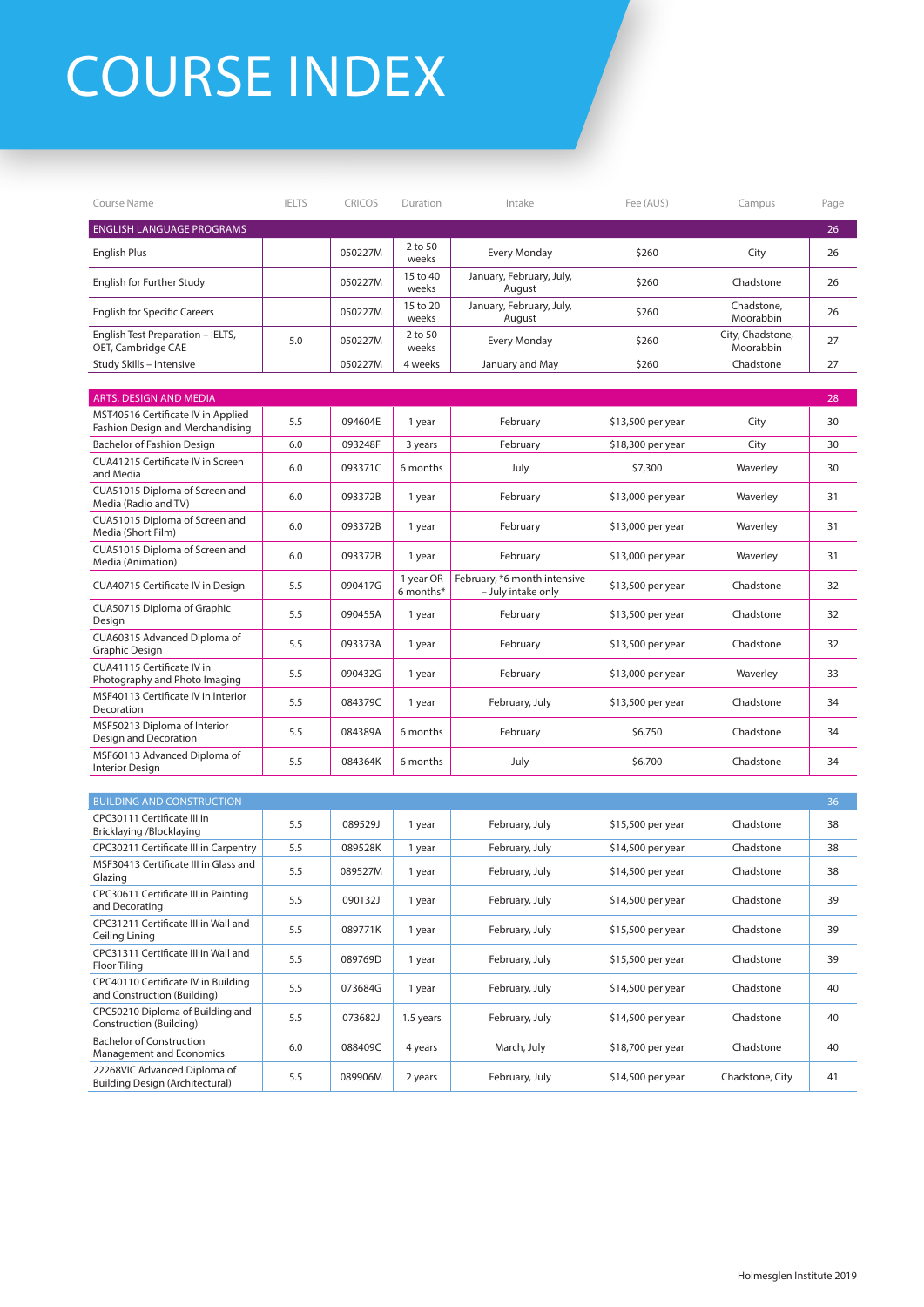# COURSE INDEX

| Course Name | IELTS | CRICOS | Duration | Intake | Fee (AU$) | Campus | Page |
|---|---|---|---|---|---|---|---|
| **ENGLISH LANGUAGE PROGRAMS** | | | | | | | **26** |
| English Plus | | 050227M | 2 to 50 weeks | Every Monday | $260 | City | 26 |
| English for Further Study | | 050227M | 15 to 40 weeks | January, February, July, August | $260 | Chadstone | 26 |
| English for Specific Careers | | 050227M | 15 to 20 weeks | January, February, July, August | $260 | Chadstone, Moorabbin | 26 |
| English Test Preparation – IELTS, OET, Cambridge CAE | 5.0 | 050227M | 2 to 50 weeks | Every Monday | $260 | City, Chadstone, Moorabbin | 27 |
| Study Skills – Intensive | | 050227M | 4 weeks | January and May | $260 | Chadstone | 27 |
| **ARTS, DESIGN AND MEDIA** | | | | | | | **28** |
| MST40516 Certificate IV in Applied Fashion Design and Merchandising | 5.5 | 094604E | 1 year | February | $13,500 per year | City | 30 |
| Bachelor of Fashion Design | 6.0 | 093248F | 3 years | February | $18,300 per year | City | 30 |
| CUA41215 Certificate IV in Screen and Media | 6.0 | 093371C | 6 months | July | $7,300 | Waverley | 30 |
| CUA51015 Diploma of Screen and Media (Radio and TV) | 6.0 | 093372B | 1 year | February | $13,000 per year | Waverley | 31 |
| CUA51015 Diploma of Screen and Media (Short Film) | 6.0 | 093372B | 1 year | February | $13,000 per year | Waverley | 31 |
| CUA51015 Diploma of Screen and Media (Animation) | 6.0 | 093372B | 1 year | February | $13,000 per year | Waverley | 31 |
| CUA40715 Certificate IV in Design | 5.5 | 090417G | 1 year OR 6 months* | February, *6 month intensive – July intake only | $13,500 per year | Chadstone | 32 |
| CUA50715 Diploma of Graphic Design | 5.5 | 090455A | 1 year | February | $13,500 per year | Chadstone | 32 |
| CUA60315 Advanced Diploma of Graphic Design | 5.5 | 093373A | 1 year | February | $13,500 per year | Chadstone | 32 |
| CUA41115 Certificate IV in Photography and Photo Imaging | 5.5 | 090432G | 1 year | February | $13,000 per year | Waverley | 33 |
| MSF40113 Certificate IV in Interior Decoration | 5.5 | 084379C | 1 year | February, July | $13,500 per year | Chadstone | 34 |
| MSF50213 Diploma of Interior Design and Decoration | 5.5 | 084389A | 6 months | February | $6,750 | Chadstone | 34 |
| MSF60113 Advanced Diploma of Interior Design | 5.5 | 084364K | 6 months | July | $6,700 | Chadstone | 34 |
| **BUILDING AND CONSTRUCTION** | | | | | | | **36** |
| CPC30111 Certificate III in Bricklaying /Blocklaying | 5.5 | 089529J | 1 year | February, July | $15,500 per year | Chadstone | 38 |
| CPC30211 Certificate III in Carpentry | 5.5 | 089528K | 1 year | February, July | $14,500 per year | Chadstone | 38 |
| MSF30413 Certificate III in Glass and Glazing | 5.5 | 089527M | 1 year | February, July | $14,500 per year | Chadstone | 38 |
| CPC30611 Certificate III in Painting and Decorating | 5.5 | 090132J | 1 year | February, July | $14,500 per year | Chadstone | 39 |
| CPC31211 Certificate III in Wall and Ceiling Lining | 5.5 | 089771K | 1 year | February, July | $15,500 per year | Chadstone | 39 |
| CPC31311 Certificate III in Wall and Floor Tiling | 5.5 | 089769D | 1 year | February, July | $15,500 per year | Chadstone | 39 |
| CPC40110 Certificate IV in Building and Construction (Building) | 5.5 | 073684G | 1 year | February, July | $14,500 per year | Chadstone | 40 |
| CPC50210 Diploma of Building and Construction (Building) | 5.5 | 073682J | 1.5 years | February, July | $14,500 per year | Chadstone | 40 |
| Bachelor of Construction Management and Economics | 6.0 | 088409C | 4 years | March, July | $18,700 per year | Chadstone | 40 |
| 22268VIC Advanced Diploma of Building Design (Architectural) | 5.5 | 089906M | 2 years | February, July | $14,500 per year | Chadstone, City | 41 |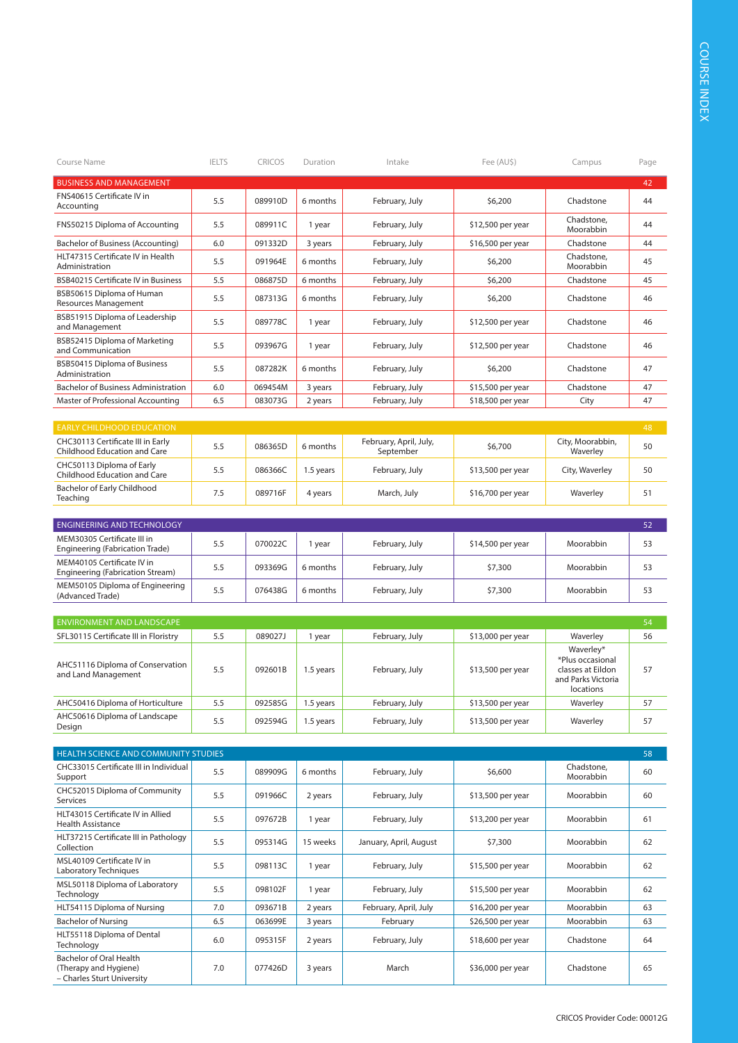# COURSE INDEX

| Course Name | IELTS | CRICOS | Duration | Intake | Fee (AU$) | Campus | Page |
|---|---|---|---|---|---|---|---|
| **BUSINESS AND MANAGEMENT** | | | | | | | 42 |
| FNS40615 Certificate IV in Accounting | 5.5 | 089910D | 6 months | February, July | $6,200 | Chadstone | 44 |
| FNS50215 Diploma of Accounting | 5.5 | 089911C | 1 year | February, July | $12,500 per year | Chadstone, Moorabbin | 44 |
| Bachelor of Business (Accounting) | 6.0 | 091332D | 3 years | February, July | $16,500 per year | Chadstone | 44 |
| HLT47315 Certificate IV in Health Administration | 5.5 | 091964E | 6 months | February, July | $6,200 | Chadstone, Moorabbin | 45 |
| BSB40215 Certificate IV in Business | 5.5 | 086875D | 6 months | February, July | $6,200 | Chadstone | 45 |
| BSB50615 Diploma of Human Resources Management | 5.5 | 087313G | 6 months | February, July | $6,200 | Chadstone | 46 |
| BSB51915 Diploma of Leadership and Management | 5.5 | 089778C | 1 year | February, July | $12,500 per year | Chadstone | 46 |
| BSB52415 Diploma of Marketing and Communication | 5.5 | 093967G | 1 year | February, July | $12,500 per year | Chadstone | 46 |
| BSB50415 Diploma of Business Administration | 5.5 | 087282K | 6 months | February, July | $6,200 | Chadstone | 47 |
| Bachelor of Business Administration | 6.0 | 069454M | 3 years | February, July | $15,500 per year | Chadstone | 47 |
| Master of Professional Accounting | 6.5 | 083073G | 2 years | February, July | $18,500 per year | City | 47 |
| **EARLY CHILDHOOD EDUCATION** | | | | | | | 48 |
| CHC30113 Certificate III in Early Childhood Education and Care | 5.5 | 086365D | 6 months | February, April, July, September | $6,700 | City, Moorabbin, Waverley | 50 |
| CHC50113 Diploma of Early Childhood Education and Care | 5.5 | 086366C | 1.5 years | February, July | $13,500 per year | City, Waverley | 50 |
| Bachelor of Early Childhood Teaching | 7.5 | 089716F | 4 years | March, July | $16,700 per year | Waverley | 51 |
| **ENGINEERING AND TECHNOLOGY** | | | | | | | 52 |
| MEM30305 Certificate III in Engineering (Fabrication Trade) | 5.5 | 070022C | 1 year | February, July | $14,500 per year | Moorabbin | 53 |
| MEM40105 Certificate IV in Engineering (Fabrication Stream) | 5.5 | 093369G | 6 months | February, July | $7,300 | Moorabbin | 53 |
| MEM50105 Diploma of Engineering (Advanced Trade) | 5.5 | 076438G | 6 months | February, July | $7,300 | Moorabbin | 53 |
| **ENVIRONMENT AND LANDSCAPE** | | | | | | | 54 |
| SFL30115 Certificate III in Floristry | 5.5 | 089027J | 1 year | February, July | $13,000 per year | Waverley | 56 |
| AHC51116 Diploma of Conservation and Land Management | 5.5 | 092601B | 1.5 years | February, July | $13,500 per year | Waverley* *Plus occasional classes at Eildon and Parks Victoria locations | 57 |
| AHC50416 Diploma of Horticulture | 5.5 | 092585G | 1.5 years | February, July | $13,500 per year | Waverley | 57 |
| AHC50616 Diploma of Landscape Design | 5.5 | 092594G | 1.5 years | February, July | $13,500 per year | Waverley | 57 |
| **HEALTH SCIENCE AND COMMUNITY STUDIES** | | | | | | | 58 |
| CHC33015 Certificate III in Individual Support | 5.5 | 089909G | 6 months | February, July | $6,600 | Chadstone, Moorabbin | 60 |
| CHC52015 Diploma of Community Services | 5.5 | 091966C | 2 years | February, July | $13,500 per year | Moorabbin | 60 |
| HLT43015 Certificate IV in Allied Health Assistance | 5.5 | 097672B | 1 year | February, July | $13,200 per year | Moorabbin | 61 |
| HLT37215 Certificate III in Pathology Collection | 5.5 | 095314G | 15 weeks | January, April, August | $7,300 | Moorabbin | 62 |
| MSL40109 Certificate IV in Laboratory Techniques | 5.5 | 098113C | 1 year | February, July | $15,500 per year | Moorabbin | 62 |
| MSL50118 Diploma of Laboratory Technology | 5.5 | 098102F | 1 year | February, July | $15,500 per year | Moorabbin | 62 |
| HLT54115 Diploma of Nursing | 7.0 | 093671B | 2 years | February, April, July | $16,200 per year | Moorabbin | 63 |
| Bachelor of Nursing | 6.5 | 063699E | 3 years | February | $26,500 per year | Moorabbin | 63 |
| HLT55118 Diploma of Dental Technology | 6.0 | 095315F | 2 years | February, July | $18,600 per year | Chadstone | 64 |
| Bachelor of Oral Health (Therapy and Hygiene) – Charles Sturt University | 7.0 | 077426D | 3 years | March | $36,000 per year | Chadstone | 65 |

CRICOS Provider Code: 00012G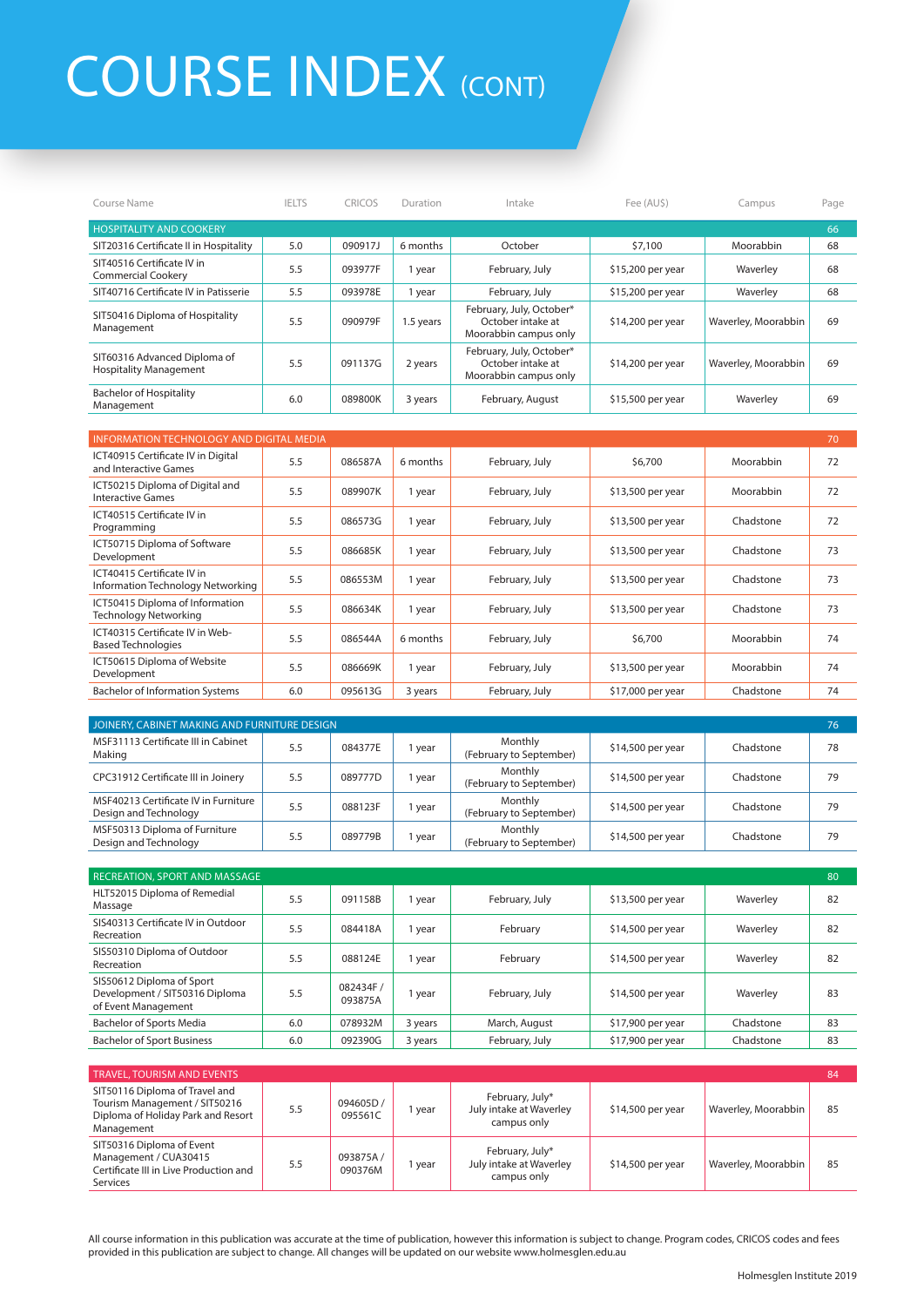# COURSE INDEX (CONT)

| Course Name | IELTS | CRICOS | Duration | Intake | Fee (AU$) | Campus | Page |
|---|---|---|---|---|---|---|---|
| HOSPITALITY AND COOKERY | | | | | | | 66 |
| SIT20316 Certificate II in Hospitality | 5.0 | 090917J | 6 months | October | $7,100 | Moorabbin | 68 |
| SIT40516 Certificate IV in Commercial Cookery | 5.5 | 093977F | 1 year | February, July | $15,200 per year | Waverley | 68 |
| SIT40716 Certificate IV in Patisserie | 5.5 | 093978E | 1 year | February, July | $15,200 per year | Waverley | 68 |
| SIT50416 Diploma of Hospitality Management | 5.5 | 090979F | 1.5 years | February, July, October* October intake at Moorabbin campus only | $14,200 per year | Waverley, Moorabbin | 69 |
| SIT60316 Advanced Diploma of Hospitality Management | 5.5 | 091137G | 2 years | February, July, October* October intake at Moorabbin campus only | $14,200 per year | Waverley, Moorabbin | 69 |
| Bachelor of Hospitality Management | 6.0 | 089800K | 3 years | February, August | $15,500 per year | Waverley | 69 |
| INFORMATION TECHNOLOGY AND DIGITAL MEDIA | | | | | | | 70 |
| ICT40915 Certificate IV in Digital and Interactive Games | 5.5 | 086587A | 6 months | February, July | $6,700 | Moorabbin | 72 |
| ICT50215 Diploma of Digital and Interactive Games | 5.5 | 089907K | 1 year | February, July | $13,500 per year | Moorabbin | 72 |
| ICT40515 Certificate IV in Programming | 5.5 | 086573G | 1 year | February, July | $13,500 per year | Chadstone | 72 |
| ICT50715 Diploma of Software Development | 5.5 | 086685K | 1 year | February, July | $13,500 per year | Chadstone | 73 |
| ICT40415 Certificate IV in Information Technology Networking | 5.5 | 086553M | 1 year | February, July | $13,500 per year | Chadstone | 73 |
| ICT50415 Diploma of Information Technology Networking | 5.5 | 086634K | 1 year | February, July | $13,500 per year | Chadstone | 73 |
| ICT40315 Certificate IV in Web-Based Technologies | 5.5 | 086544A | 6 months | February, July | $6,700 | Moorabbin | 74 |
| ICT50615 Diploma of Website Development | 5.5 | 086669K | 1 year | February, July | $13,500 per year | Moorabbin | 74 |
| Bachelor of Information Systems | 6.0 | 095613G | 3 years | February, July | $17,000 per year | Chadstone | 74 |
| JOINERY, CABINET MAKING AND FURNITURE DESIGN | | | | | | | 76 |
| MSF31113 Certificate III in Cabinet Making | 5.5 | 084377E | 1 year | Monthly (February to September) | $14,500 per year | Chadstone | 78 |
| CPC31912 Certificate III in Joinery | 5.5 | 089777D | 1 year | Monthly (February to September) | $14,500 per year | Chadstone | 79 |
| MSF40213 Certificate IV in Furniture Design and Technology | 5.5 | 088123F | 1 year | Monthly (February to September) | $14,500 per year | Chadstone | 79 |
| MSF50313 Diploma of Furniture Design and Technology | 5.5 | 089779B | 1 year | Monthly (February to September) | $14,500 per year | Chadstone | 79 |
| RECREATION, SPORT AND MASSAGE | | | | | | | 80 |
| HLT52015 Diploma of Remedial Massage | 5.5 | 091158B | 1 year | February, July | $13,500 per year | Waverley | 82 |
| SIS40313 Certificate IV in Outdoor Recreation | 5.5 | 084418A | 1 year | February | $14,500 per year | Waverley | 82 |
| SIS50310 Diploma of Outdoor Recreation | 5.5 | 088124E | 1 year | February | $14,500 per year | Waverley | 82 |
| SIS50612 Diploma of Sport Development / SIT50316 Diploma of Event Management | 5.5 | 082434F / 093875A | 1 year | February, July | $14,500 per year | Waverley | 83 |
| Bachelor of Sports Media | 6.0 | 078932M | 3 years | March, August | $17,900 per year | Chadstone | 83 |
| Bachelor of Sport Business | 6.0 | 092390G | 3 years | February, July | $17,900 per year | Chadstone | 83 |
| TRAVEL, TOURISM AND EVENTS | | | | | | | 84 |
| SIT50116 Diploma of Travel and Tourism Management / SIT50216 Diploma of Holiday Park and Resort Management | 5.5 | 094605D / 095561C | 1 year | February, July* July intake at Waverley campus only | $14,500 per year | Waverley, Moorabbin | 85 |
| SIT50316 Diploma of Event Management / CUA30415 Certificate III in Live Production and Services | 5.5 | 093875A / 090376M | 1 year | February, July* July intake at Waverley campus only | $14,500 per year | Waverley, Moorabbin | 85 |

All course information in this publication was accurate at the time of publication, however this information is subject to change. Program codes, CRICOS codes and fees provided in this publication are subject to change. All changes will be updated on our website www.holmesglen.edu.au

Holmesglen Institute 2019